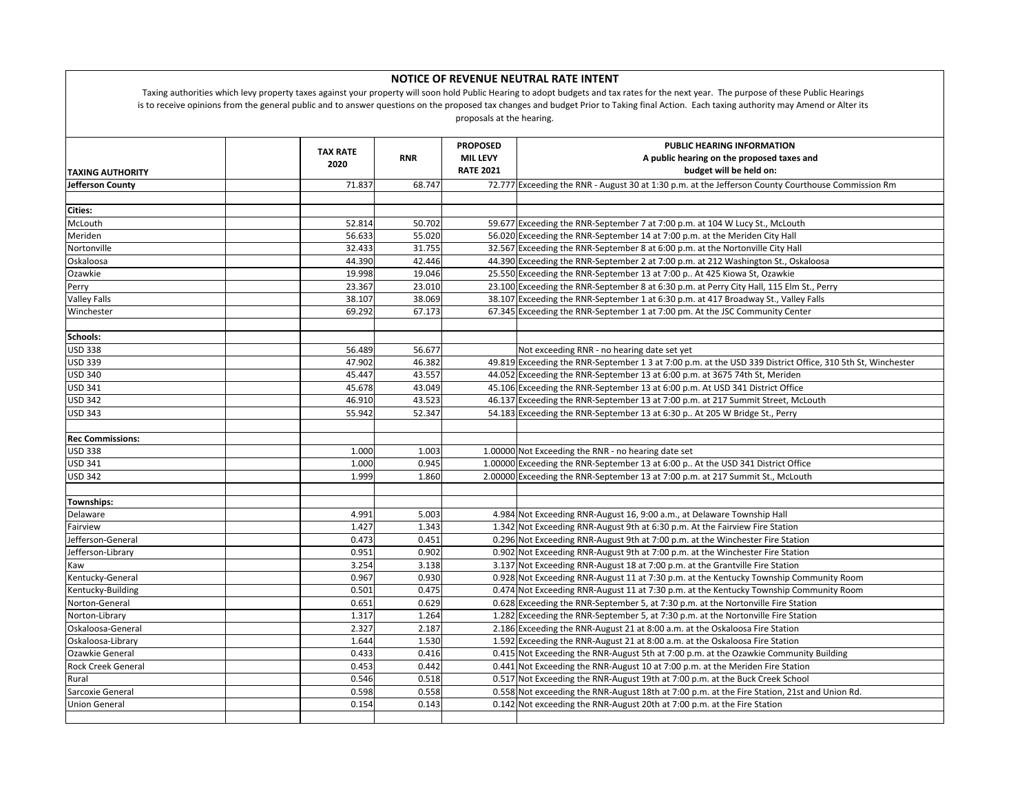# NOTICE OF REVENUE NEUTRAL RATE INTENT

Taxing authorities which levy property taxes against your property will soon hold Public Hearing to adopt budgets and tax rates for the next year. The purpose of these Public Hearings is to receive opinions from the general public and to answer questions on the proposed tax changes and budget Prior to Taking final Action. Each taxing authority may Amend or Alter its proposals at the hearing.

| TAXING AUTHORITY | | TAX RATE 2020 | RNR | PROPOSED MIL LEVY RATE 2021 | PUBLIC HEARING INFORMATION A public hearing on the proposed taxes and budget will be held on: |
|---|---|---|---|---|---|
| **Jefferson County** | | 71.837 | 68.747 | 72.777 | Exceeding the RNR - August 30 at 1:30 p.m. at the Jefferson County Courthouse Commission Rm |
| | | | | | |
| **Cities:** | | | | | |
| McLouth | | 52.814 | 50.702 | 59.677 | Exceeding the RNR-September 7 at 7:00 p.m. at 104 W Lucy St., McLouth |
| Meriden | | 56.633 | 55.020 | 56.020 | Exceeding the RNR-September 14 at 7:00 p.m. at the Meriden City Hall |
| Nortonville | | 32.433 | 31.755 | 32.567 | Exceeding the RNR-September 8 at 6:00 p.m. at the Nortonville City Hall |
| Oskaloosa | | 44.390 | 42.446 | 44.390 | Exceeding the RNR-September 2 at 7:00 p.m. at 212 Washington St., Oskaloosa |
| Ozawkie | | 19.998 | 19.046 | 25.550 | Exceeding the RNR-September 13 at 7:00 p.. At 425 Kiowa St, Ozawkie |
| Perry | | 23.367 | 23.010 | 23.100 | Exceeding the RNR-September 8 at 6:30 p.m. at Perry City Hall, 115 Elm St., Perry |
| Valley Falls | | 38.107 | 38.069 | 38.107 | Exceeding the RNR-September 1 at 6:30 p.m. at 417 Broadway St., Valley Falls |
| Winchester | | 69.292 | 67.173 | 67.345 | Exceeding the RNR-September 1 at 7:00 pm. At the JSC Community Center |
| | | | | | |
| **Schools:** | | | | | |
| USD 338 | | 56.489 | 56.677 | | Not exceeding RNR - no hearing date set yet |
| USD 339 | | 47.902 | 46.382 | 49.819 | Exceeding the RNR-September 1 3 at 7:00 p.m. at the USD 339 District Office, 310 5th St, Winchester |
| USD 340 | | 45.447 | 43.557 | 44.052 | Exceeding the RNR-September 13 at 6:00 p.m. at 3675 74th St, Meriden |
| USD 341 | | 45.678 | 43.049 | 45.106 | Exceeding the RNR-September 13 at 6:00 p.m. At USD 341 District Office |
| USD 342 | | 46.910 | 43.523 | 46.137 | Exceeding the RNR-September 13 at 7:00 p.m. at 217 Summit Street, McLouth |
| USD 343 | | 55.942 | 52.347 | 54.183 | Exceeding the RNR-September 13 at 6:30 p.. At 205 W Bridge St., Perry |
| | | | | | |
| **Rec Commissions:** | | | | | |
| USD 338 | | 1.000 | 1.003 | 1.00000 | Not Exceeding the RNR - no hearing date set |
| USD 341 | | 1.000 | 0.945 | 1.00000 | Exceeding the RNR-September 13 at 6:00 p.. At the USD 341 District Office |
| USD 342 | | 1.999 | 1.860 | 2.00000 | Exceeding the RNR-September 13 at 7:00 p.m. at 217 Summit St., McLouth |
| | | | | | |
| **Townships:** | | | | | |
| Delaware | | 4.991 | 5.003 | 4.984 | Not Exceeding RNR-August 16, 9:00 a.m., at Delaware Township Hall |
| Fairview | | 1.427 | 1.343 | 1.342 | Not Exceeding RNR-August 9th at 6:30 p.m. At the Fairview Fire Station |
| Jefferson-General | | 0.473 | 0.451 | 0.296 | Not Exceeding RNR-August 9th at 7:00 p.m. at the Winchester Fire Station |
| Jefferson-Library | | 0.951 | 0.902 | 0.902 | Not Exceeding RNR-August 9th at 7:00 p.m. at the Winchester Fire Station |
| Kaw | | 3.254 | 3.138 | 3.137 | Not Exceeding RNR-August 18 at 7:00 p.m. at the Grantville Fire Station |
| Kentucky-General | | 0.967 | 0.930 | 0.928 | Not Exceeding RNR-August 11 at 7:30 p.m. at the Kentucky Township Community Room |
| Kentucky-Building | | 0.501 | 0.475 | 0.474 | Not Exceeding RNR-August 11 at 7:30 p.m. at the Kentucky Township Community Room |
| Norton-General | | 0.651 | 0.629 | 0.628 | Exceeding the RNR-September 5, at 7:30 p.m. at the Nortonville Fire Station |
| Norton-Library | | 1.317 | 1.264 | 1.282 | Exceeding the RNR-September 5, at 7:30 p.m. at the Nortonville Fire Station |
| Oskaloosa-General | | 2.327 | 2.187 | 2.186 | Exceeding the RNR-August 21 at 8:00 a.m. at the Oskaloosa Fire Station |
| Oskaloosa-Library | | 1.644 | 1.530 | 1.592 | Exceeding the RNR-August 21 at 8:00 a.m. at the Oskaloosa Fire Station |
| Ozawkie General | | 0.433 | 0.416 | 0.415 | Not Exceeding the RNR-August 5th at 7:00 p.m. at the Ozawkie Community Building |
| Rock Creek General | | 0.453 | 0.442 | 0.441 | Not Exceeding the RNR-August 10 at 7:00 p.m. at the Meriden Fire Station |
| Rural | | 0.546 | 0.518 | 0.517 | Not Exceeding the RNR-August 19th at 7:00 p.m. at the Buck Creek School |
| Sarcoxie General | | 0.598 | 0.558 | 0.558 | Not exceeding the RNR-August 18th at 7:00 p.m. at the Fire Station, 21st and Union Rd. |
| Union General | | 0.154 | 0.143 | 0.142 | Not exceeding the RNR-August 20th at 7:00 p.m. at the Fire Station |
| | | | | | |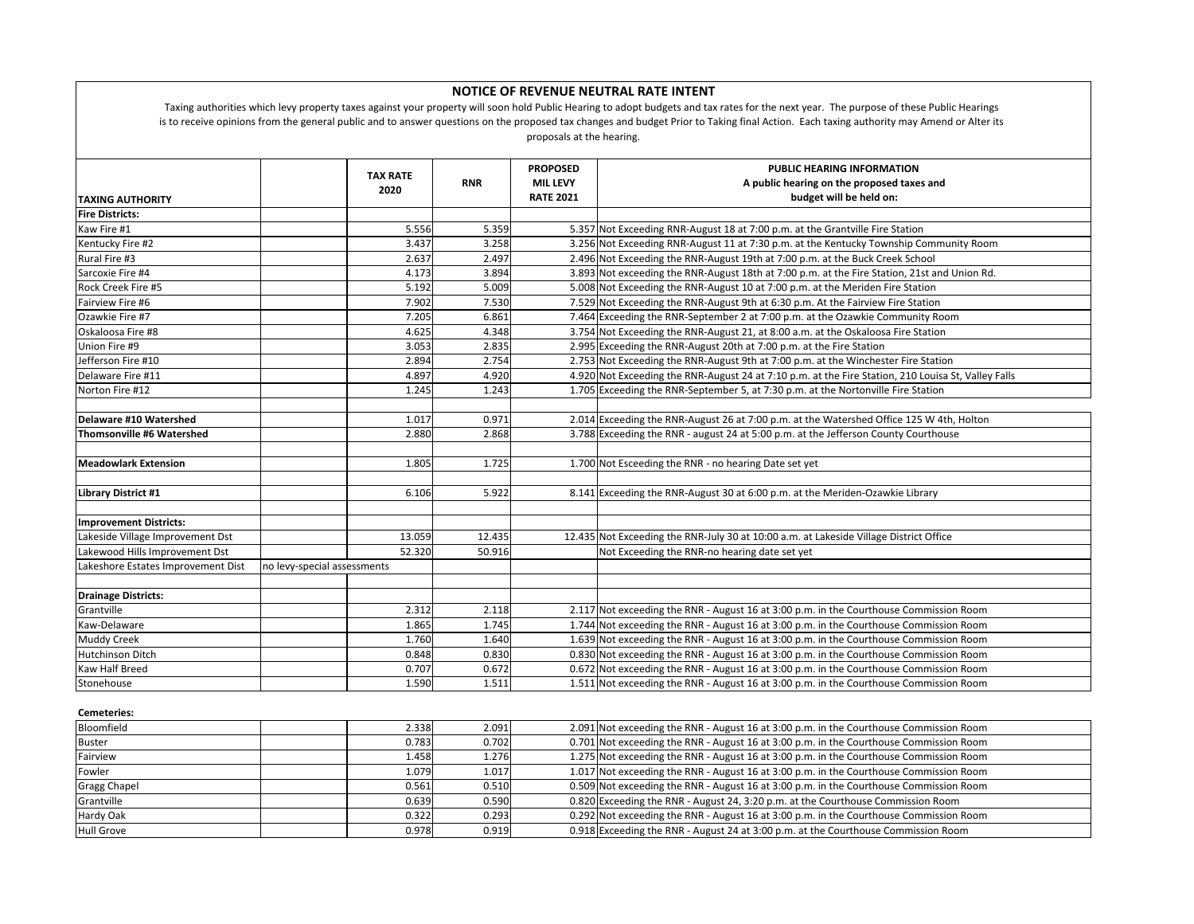## NOTICE OF REVENUE NEUTRAL RATE INTENT

Taxing authorities which levy property taxes against your property will soon hold Public Hearing to adopt budgets and tax rates for the next year. The purpose of these Public Hearings is to receive opinions from the general public and to answer questions on the proposed tax changes and budget Prior to Taking final Action. Each taxing authority may Amend or Alter its proposals at the hearing.

| TAXING AUTHORITY | | TAX RATE 2020 | RNR | PROPOSED MIL LEVY RATE 2021 | PUBLIC HEARING INFORMATION A public hearing on the proposed taxes and budget will be held on: |
|---|---|---|---|---|---|
| **Fire Districts:** | | | | | |
| Kaw Fire #1 | | 5.556 | 5.359 | 5.357 | Not Exceeding RNR-August 18 at 7:00 p.m. at the Grantville Fire Station |
| Kentucky Fire #2 | | 3.437 | 3.258 | 3.256 | Not Exceeding RNR-August 11 at 7:30 p.m. at the Kentucky Township Community Room |
| Rural Fire #3 | | 2.637 | 2.497 | 2.496 | Not Exceeding the RNR-August 19th at 7:00 p.m. at the Buck Creek School |
| Sarcoxie Fire #4 | | 4.173 | 3.894 | 3.893 | Not exceeding the RNR-August 18th at 7:00 p.m. at the Fire Station, 21st and Union Rd. |
| Rock Creek Fire #5 | | 5.192 | 5.009 | 5.008 | Not Exceeding the RNR-August 10 at 7:00 p.m. at the Meriden Fire Station |
| Fairview Fire #6 | | 7.902 | 7.530 | 7.529 | Not Exceeding the RNR-August 9th at 6:30 p.m. At the Fairview Fire Station |
| Ozawkie Fire #7 | | 7.205 | 6.861 | 7.464 | Exceeding the RNR-September 2 at 7:00 p.m. at the Ozawkie Community Room |
| Oskaloosa Fire #8 | | 4.625 | 4.348 | 3.754 | Not Exceeding the RNR-August 21, at 8:00 a.m. at the Oskaloosa Fire Station |
| Union Fire #9 | | 3.053 | 2.835 | 2.995 | Exceeding the RNR-August 20th at 7:00 p.m. at the Fire Station |
| Jefferson Fire #10 | | 2.894 | 2.754 | 2.753 | Not Exceeding the RNR-August 9th at 7:00 p.m. at the Winchester Fire Station |
| Delaware Fire #11 | | 4.897 | 4.920 | 4.920 | Not Exceeding the RNR-August 24 at 7:10 p.m. at the Fire Station, 210 Louisa St, Valley Falls |
| Norton Fire #12 | | 1.245 | 1.243 | 1.705 | Exceeding the RNR-September 5, at 7:30 p.m. at the Nortonville Fire Station |
| | | | | | |
| **Delaware #10 Watershed** | | 1.017 | 0.971 | 2.014 | Exceeding the RNR-August 26 at 7:00 p.m. at the Watershed Office 125 W 4th, Holton |
| **Thomsonville #6 Watershed** | | 2.880 | 2.868 | 3.788 | Exceeding the RNR - august 24 at 5:00 p.m. at the Jefferson County Courthouse |
| | | | | | |
| **Meadowlark Extension** | | 1.805 | 1.725 | 1.700 | Not Esceeding the RNR - no hearing Date set yet |
| | | | | | |
| **Library District #1** | | 6.106 | 5.922 | 8.141 | Exceeding the RNR-August 30 at 6:00 p.m. at the Meriden-Ozawkie Library |
| | | | | | |
| **Improvement Districts:** | | | | | |
| Lakeside Village Improvement Dst | | 13.059 | 12.435 | 12.435 | Not Exceeding the RNR-July 30 at 10:00 a.m. at Lakeside Village District Office |
| Lakewood Hills Improvement Dst | | 52.320 | 50.916 | | Not Exceeding the RNR-no hearing date set yet |
| Lakeshore Estates Improvement Dist | no levy-special assessments | | | | |
| | | | | | |
| **Drainage Districts:** | | | | | |
| Grantville | | 2.312 | 2.118 | 2.117 | Not exceeding the RNR - August 16 at 3:00 p.m. in the Courthouse Commission Room |
| Kaw-Delaware | | 1.865 | 1.745 | 1.744 | Not exceeding the RNR - August 16 at 3:00 p.m. in the Courthouse Commission Room |
| Muddy Creek | | 1.760 | 1.640 | 1.639 | Not exceeding the RNR - August 16 at 3:00 p.m. in the Courthouse Commission Room |
| Hutchinson Ditch | | 0.848 | 0.830 | 0.830 | Not exceeding the RNR - August 16 at 3:00 p.m. in the Courthouse Commission Room |
| Kaw Half Breed | | 0.707 | 0.672 | 0.672 | Not exceeding the RNR - August 16 at 3:00 p.m. in the Courthouse Commission Room |
| Stonehouse | | 1.590 | 1.511 | 1.511 | Not exceeding the RNR - August 16 at 3:00 p.m. in the Courthouse Commission Room |
| | | | | | |
| **Cemeteries:** | | | | | |
| Bloomfield | | 2.338 | 2.091 | 2.091 | Not exceeding the RNR - August 16 at 3:00 p.m. in the Courthouse Commission Room |
| Buster | | 0.783 | 0.702 | 0.701 | Not exceeding the RNR - August 16 at 3:00 p.m. in the Courthouse Commission Room |
| Fairview | | 1.458 | 1.276 | 1.275 | Not exceeding the RNR - August 16 at 3:00 p.m. in the Courthouse Commission Room |
| Fowler | | 1.079 | 1.017 | 1.017 | Not exceeding the RNR - August 16 at 3:00 p.m. in the Courthouse Commission Room |
| Gragg Chapel | | 0.561 | 0.510 | 0.509 | Not exceeding the RNR - August 16 at 3:00 p.m. in the Courthouse Commission Room |
| Grantville | | 0.639 | 0.590 | 0.820 | Exceeding the RNR - August 24, 3:20 p.m. at the Courthouse Commission Room |
| Hardy Oak | | 0.322 | 0.293 | 0.292 | Not exceeding the RNR - August 16 at 3:00 p.m. in the Courthouse Commission Room |
| Hull Grove | | 0.978 | 0.919 | 0.918 | Exceeding the RNR - August 24 at 3:00 p.m. at the Courthouse Commission Room |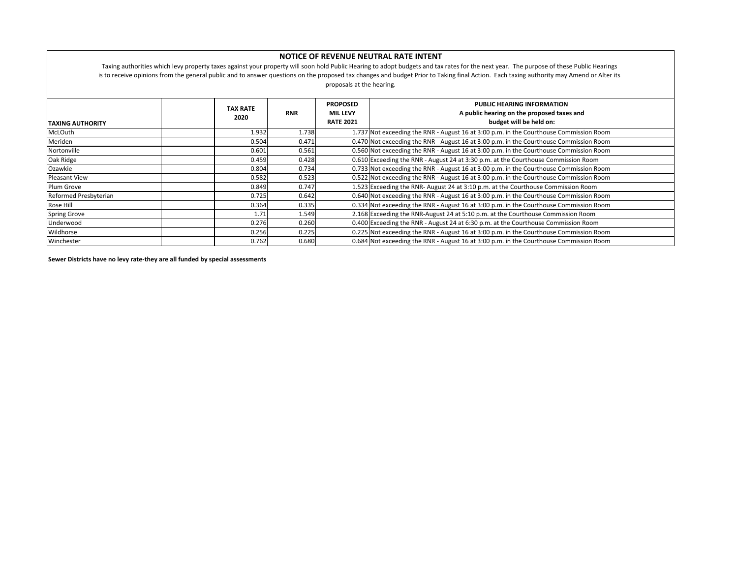## NOTICE OF REVENUE NEUTRAL RATE INTENT

Taxing authorities which levy property taxes against your property will soon hold Public Hearing to adopt budgets and tax rates for the next year. The purpose of these Public Hearings is to receive opinions from the general public and to answer questions on the proposed tax changes and budget Prior to Taking final Action. Each taxing authority may Amend or Alter its proposals at the hearing.

| TAXING AUTHORITY | | TAX RATE 2020 | RNR | PROPOSED MIL LEVY RATE 2021 | PUBLIC HEARING INFORMATION A public hearing on the proposed taxes and budget will be held on: |
|---|---|---|---|---|---|
| McLOuth | | 1.932 | 1.738 | 1.737 | Not exceeding the RNR - August 16 at 3:00 p.m. in the Courthouse Commission Room |
| Meriden | | 0.504 | 0.471 | 0.470 | Not exceeding the RNR - August 16 at 3:00 p.m. in the Courthouse Commission Room |
| Nortonville | | 0.601 | 0.561 | 0.560 | Not exceeding the RNR - August 16 at 3:00 p.m. in the Courthouse Commission Room |
| Oak Ridge | | 0.459 | 0.428 | 0.610 | Exceeding the RNR - August 24 at 3:30 p.m. at the Courthouse Commission Room |
| Ozawkie | | 0.804 | 0.734 | 0.733 | Not exceeding the RNR - August 16 at 3:00 p.m. in the Courthouse Commission Room |
| Pleasant View | | 0.582 | 0.523 | 0.522 | Not exceeding the RNR - August 16 at 3:00 p.m. in the Courthouse Commission Room |
| Plum Grove | | 0.849 | 0.747 | 1.523 | Exceeding the RNR- August 24 at 3:10 p.m. at the Courthouse Commission Room |
| Reformed Presbyterian | | 0.725 | 0.642 | 0.640 | Not exceeding the RNR - August 16 at 3:00 p.m. in the Courthouse Commission Room |
| Rose Hill | | 0.364 | 0.335 | 0.334 | Not exceeding the RNR - August 16 at 3:00 p.m. in the Courthouse Commission Room |
| Spring Grove | | 1.71 | 1.549 | 2.168 | Exceeding the RNR-August 24 at 5:10 p.m. at the Courthouse Commission Room |
| Underwood | | 0.276 | 0.260 | 0.400 | Exceeding the RNR - August 24 at 6:30 p.m. at the Courthouse Commission Room |
| Wildhorse | | 0.256 | 0.225 | 0.225 | Not exceeding the RNR - August 16 at 3:00 p.m. in the Courthouse Commission Room |
| Winchester | | 0.762 | 0.680 | 0.684 | Not exceeding the RNR - August 16 at 3:00 p.m. in the Courthouse Commission Room |

**Sewer Districts have no levy rate-they are all funded by special assessments**